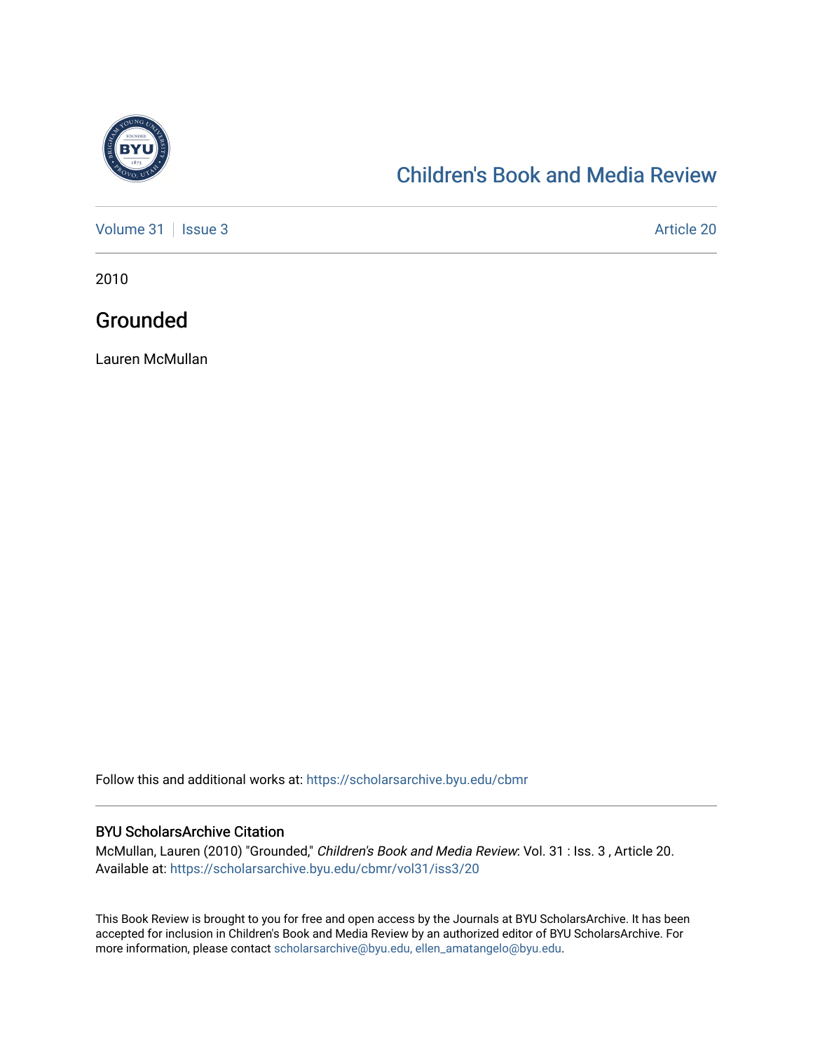# Children's Book and Media Review

Volume 31 | Issue 3 Article 20

2010

## Grounded

Lauren McMullan

Follow this and additional works at: https://scholarsarchive.byu.edu/cbmr

### BYU ScholarsArchive Citation

McMullan, Lauren (2010) "Grounded," *Children's Book and Media Review*: Vol. 31 : Iss. 3 , Article 20. Available at: https://scholarsarchive.byu.edu/cbmr/vol31/iss3/20

This Book Review is brought to you for free and open access by the Journals at BYU ScholarsArchive. It has been accepted for inclusion in Children's Book and Media Review by an authorized editor of BYU ScholarsArchive. For more information, please contact scholarsarchive@byu.edu, ellen_amatangelo@byu.edu.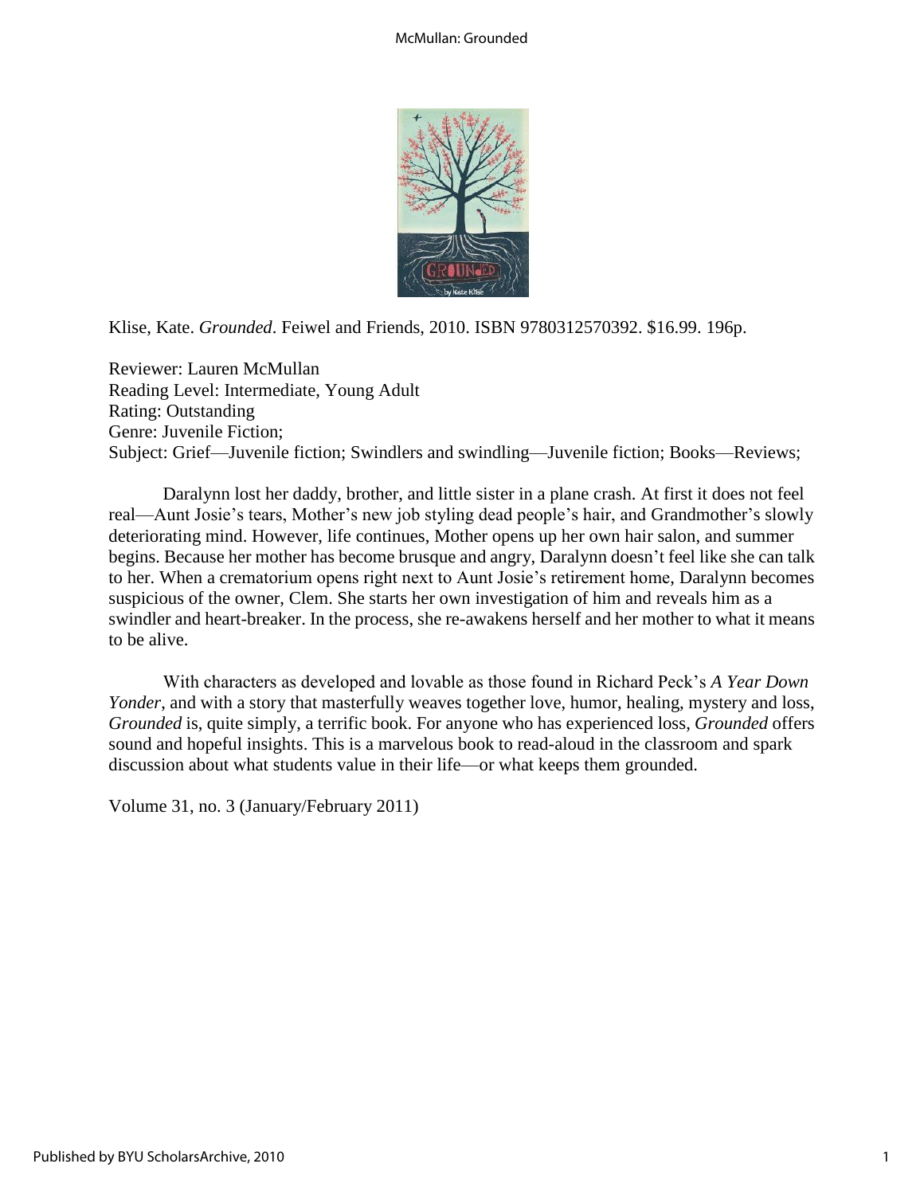Klise, Kate. *Grounded*. Feiwel and Friends, 2010. ISBN 9780312570392. $16.99. 196p.

Reviewer: Lauren McMullan
Reading Level: Intermediate, Young Adult
Rating: Outstanding
Genre: Juvenile Fiction;
Subject: Grief—Juvenile fiction; Swindlers and swindling—Juvenile fiction; Books—Reviews;

Daralynn lost her daddy, brother, and little sister in a plane crash. At first it does not feel real—Aunt Josie's tears, Mother's new job styling dead people's hair, and Grandmother's slowly deteriorating mind. However, life continues, Mother opens up her own hair salon, and summer begins. Because her mother has become brusque and angry, Daralynn doesn't feel like she can talk to her. When a crematorium opens right next to Aunt Josie's retirement home, Daralynn becomes suspicious of the owner, Clem. She starts her own investigation of him and reveals him as a swindler and heart-breaker. In the process, she re-awakens herself and her mother to what it means to be alive.

With characters as developed and lovable as those found in Richard Peck's *A Year Down Yonder*, and with a story that masterfully weaves together love, humor, healing, mystery and loss, *Grounded* is, quite simply, a terrific book. For anyone who has experienced loss, *Grounded* offers sound and hopeful insights. This is a marvelous book to read-aloud in the classroom and spark discussion about what students value in their life—or what keeps them grounded.

Volume 31, no. 3 (January/February 2011)